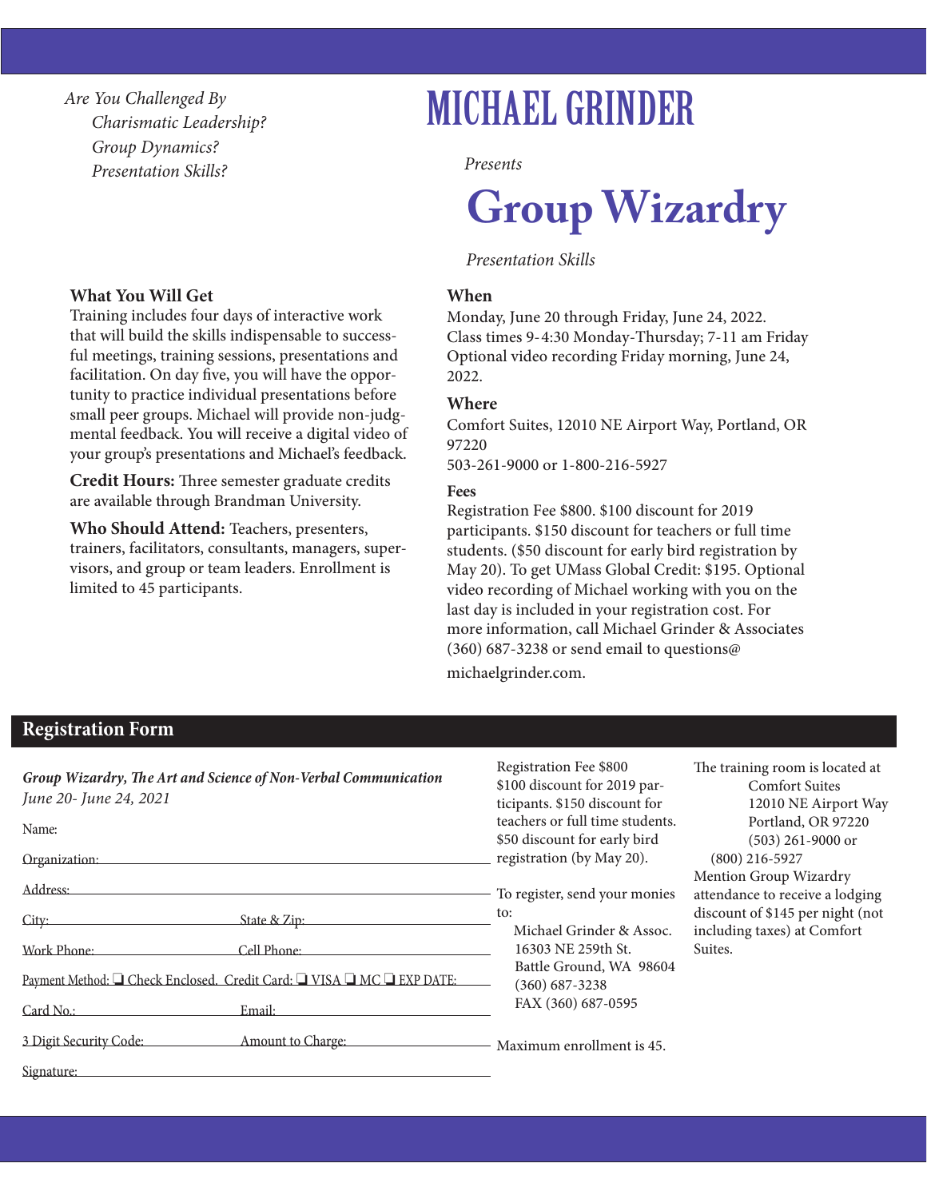*Are You Challenged By*
*Charismatic Leadership?*
*Group Dynamics?*
*Presentation Skills?*

# MICHAEL GRINDER

*Presents*

# Group Wizardry

*Presentation Skills*

### What You Will Get

Training includes four days of interactive work that will build the skills indispensable to successful meetings, training sessions, presentations and facilitation. On day five, you will have the opportunity to practice individual presentations before small peer groups. Michael will provide non-judgmental feedback. You will receive a digital video of your group's presentations and Michael's feedback.

**Credit Hours:** Three semester graduate credits are available through Brandman University.

**Who Should Attend:** Teachers, presenters, trainers, facilitators, consultants, managers, supervisors, and group or team leaders. Enrollment is limited to 45 participants.

### When

Monday, June 20 through Friday, June 24, 2022.
Class times 9-4:30 Monday-Thursday; 7-11 am Friday
Optional video recording Friday morning, June 24, 2022.

### Where

Comfort Suites, 12010 NE Airport Way, Portland, OR 97220
503-261-9000 or 1-800-216-5927

### Fees

Registration Fee $800. $100 discount for 2019 participants. $150 discount for teachers or full time students. ($50 discount for early bird registration by May 20). To get UMass Global Credit: $195. Optional video recording of Michael working with you on the last day is included in your registration cost. For more information, call Michael Grinder & Associates (360) 687-3238 or send email to questions@michaelgrinder.com.

## Registration Form

***Group Wizardry, The Art and Science of Non-Verbal Communication***
*June 20- June 24, 2021*

Name:

Organization:

Address:

City: State & Zip:

Work Phone: Cell Phone:

Payment Method: ❑ Check Enclosed. Credit Card: ❑ VISA ❑ MC ❑ EXP DATE:

Card No.: Email:

3 Digit Security Code: Amount to Charge:

Signature:

Registration Fee $800
$100 discount for 2019 participants. $150 discount for teachers or full time students. $50 discount for early bird registration (by May 20).

To register, send your monies to:

Michael Grinder & Assoc.
16303 NE 259th St.
Battle Ground, WA 98604
(360) 687-3238
FAX (360) 687-0595

Maximum enrollment is 45.

The training room is located at
Comfort Suites
12010 NE Airport Way
Portland, OR 97220
(503) 261-9000 or
(800) 216-5927

Mention Group Wizardry attendance to receive a lodging discount of $145 per night (not including taxes) at Comfort Suites.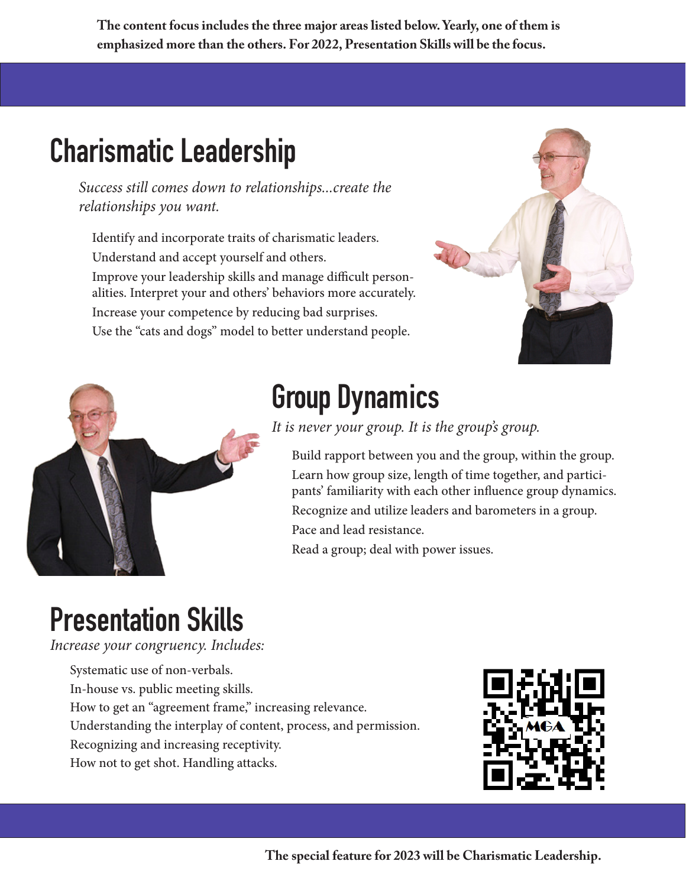**The content focus includes the three major areas listed below. Yearly, one of them is emphasized more than the others. For 2022, Presentation Skills will be the focus.**

## Charismatic Leadership

*Success still comes down to relationships...create the relationships you want.*

Identify and incorporate traits of charismatic leaders.
Understand and accept yourself and others.
Improve your leadership skills and manage difficult personalities. Interpret your and others' behaviors more accurately.
Increase your competence by reducing bad surprises.
Use the "cats and dogs" model to better understand people.

## Group Dynamics

*It is never your group. It is the group's group.*

Build rapport between you and the group, within the group.
Learn how group size, length of time together, and participants' familiarity with each other influence group dynamics.
Recognize and utilize leaders and barometers in a group.
Pace and lead resistance.
Read a group; deal with power issues.

## Presentation Skills

*Increase your congruency. Includes:*

Systematic use of non-verbals.
In-house vs. public meeting skills.
How to get an "agreement frame," increasing relevance.
Understanding the interplay of content, process, and permission.
Recognizing and increasing receptivity.
How not to get shot. Handling attacks.

MGA

**The special feature for 2023 will be Charismatic Leadership.**